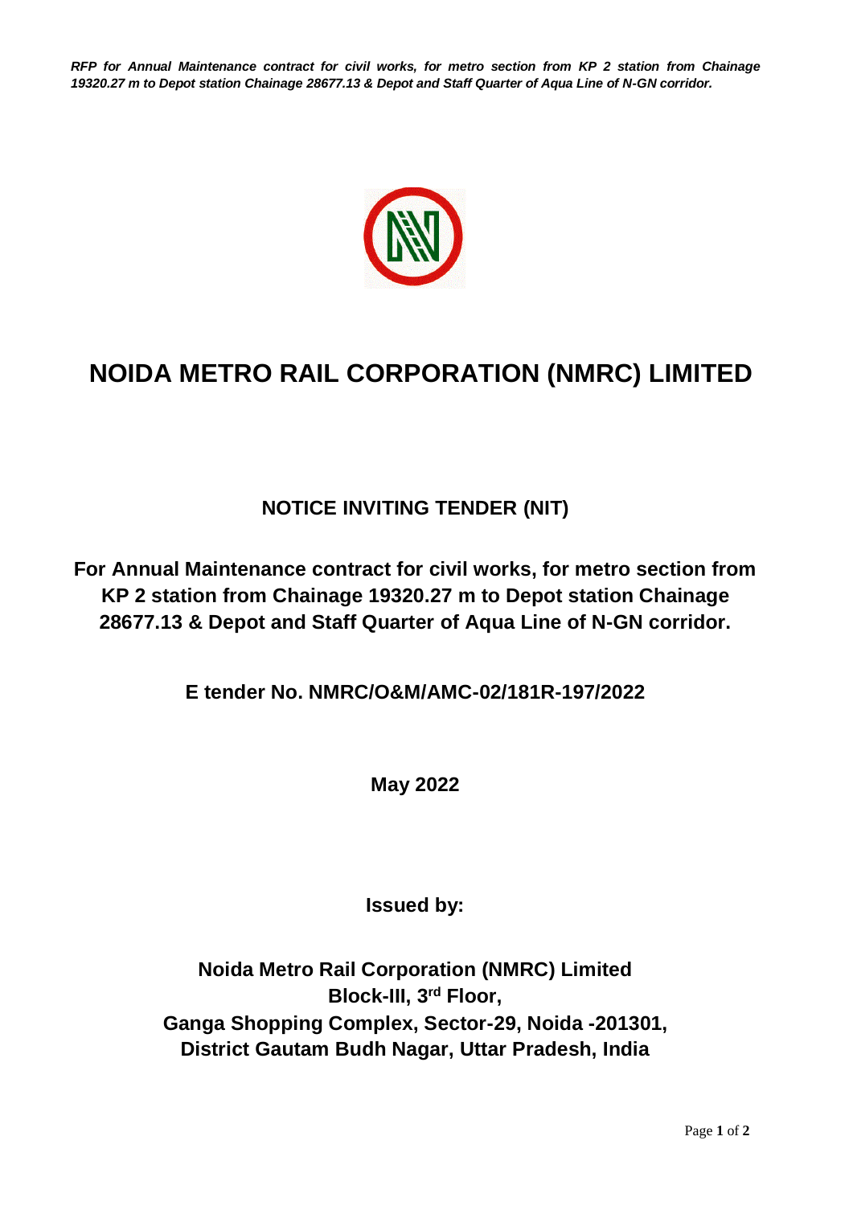# NOIDA METRO RAIL CORPORATION (NMRC) LIMITED

## NOTICE INVITING TENDER (NIT)

**For Annual Maintenance contract for civil works, for metro section from KP 2 station from Chainage 19320.27 m to Depot station Chainage 28677.13 & Depot and Staff Quarter of Aqua Line of N-GN corridor.**

**E tender No. NMRC/O&M/AMC-02/181R-197/2022**

**May 2022**

**Issued by:**

**Noida Metro Rail Corporation (NMRC) Limited**
**Block-III, 3rd Floor,**
**Ganga Shopping Complex, Sector-29, Noida -201301,**
**District Gautam Budh Nagar, Uttar Pradesh, India**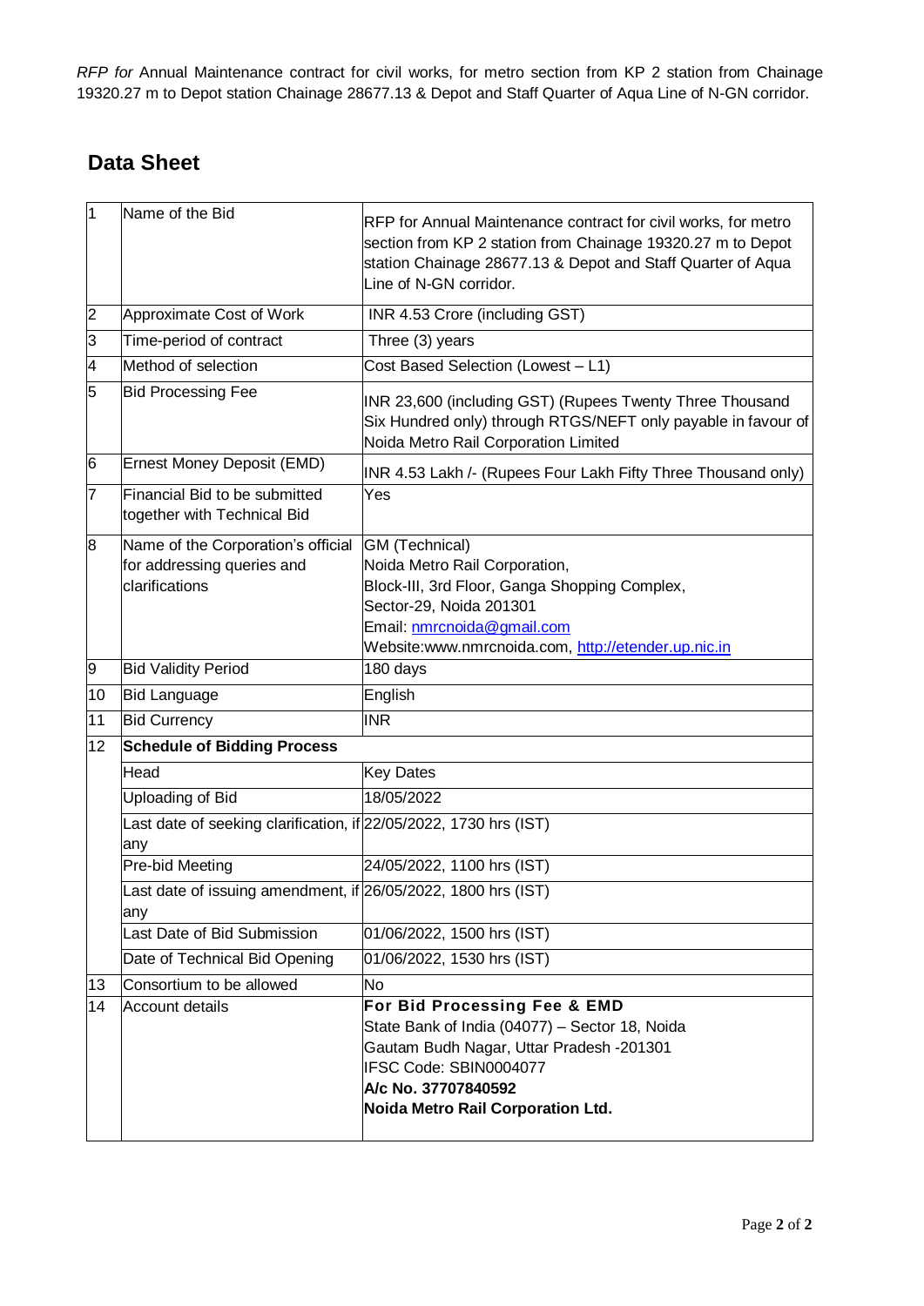*RFP for* Annual Maintenance contract for civil works, for metro section from KP 2 station from Chainage 19320.27 m to Depot station Chainage 28677.13 & Depot and Staff Quarter of Aqua Line of N-GN corridor.

## Data Sheet

| | | |
|---|---|---|
| 1 | Name of the Bid | RFP for Annual Maintenance contract for civil works, for metro section from KP 2 station from Chainage 19320.27 m to Depot station Chainage 28677.13 & Depot and Staff Quarter of Aqua Line of N-GN corridor. |
| 2 | Approximate Cost of Work | INR 4.53 Crore (including GST) |
| 3 | Time-period of contract | Three (3) years |
| 4 | Method of selection | Cost Based Selection (Lowest – L1) |
| 5 | Bid Processing Fee | INR 23,600 (including GST) (Rupees Twenty Three Thousand Six Hundred only) through RTGS/NEFT only payable in favour of Noida Metro Rail Corporation Limited |
| 6 | Ernest Money Deposit (EMD) | INR 4.53 Lakh /- (Rupees Four Lakh Fifty Three Thousand only) |
| 7 | Financial Bid to be submitted together with Technical Bid | Yes |
| 8 | Name of the Corporation's official for addressing queries and clarifications | GM (Technical)<br>Noida Metro Rail Corporation,<br>Block-III, 3rd Floor, Ganga Shopping Complex,<br>Sector-29, Noida 201301<br>Email: nmrcnoida@gmail.com<br>Website:www.nmrcnoida.com, http://etender.up.nic.in |
| 9 | Bid Validity Period | 180 days |
| 10 | Bid Language | English |
| 11 | Bid Currency | INR |
| 12 | **Schedule of Bidding Process** | |
| | Head | Key Dates |
| | Uploading of Bid | 18/05/2022 |
| | Last date of seeking clarification, if any | 22/05/2022, 1730 hrs (IST) |
| | Pre-bid Meeting | 24/05/2022, 1100 hrs (IST) |
| | Last date of issuing amendment, if any | 26/05/2022, 1800 hrs (IST) |
| | Last Date of Bid Submission | 01/06/2022, 1500 hrs (IST) |
| | Date of Technical Bid Opening | 01/06/2022, 1530 hrs (IST) |
| 13 | Consortium to be allowed | No |
| 14 | Account details | **For Bid Processing Fee & EMD**<br>State Bank of India (04077) – Sector 18, Noida<br>Gautam Budh Nagar, Uttar Pradesh -201301<br>IFSC Code: SBIN0004077<br>**A/c No. 37707840592**<br>**Noida Metro Rail Corporation Ltd.** |